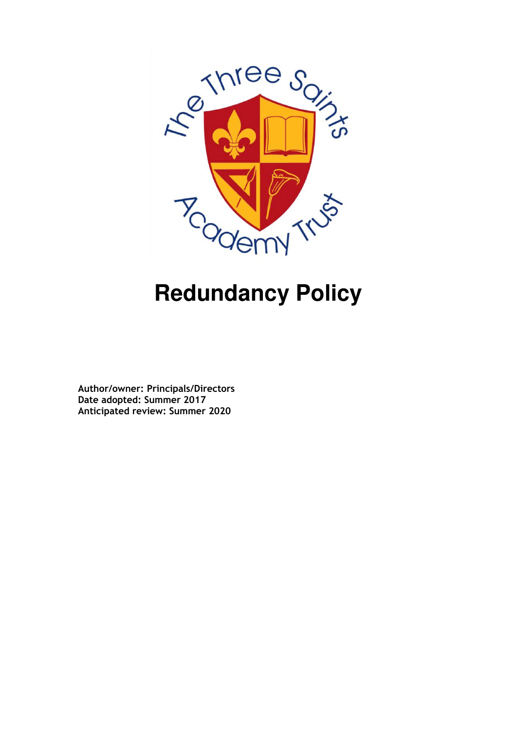# Redundancy Policy

**Author/owner: Principals/Directors**
**Date adopted: Summer 2017**
**Anticipated review: Summer 2020**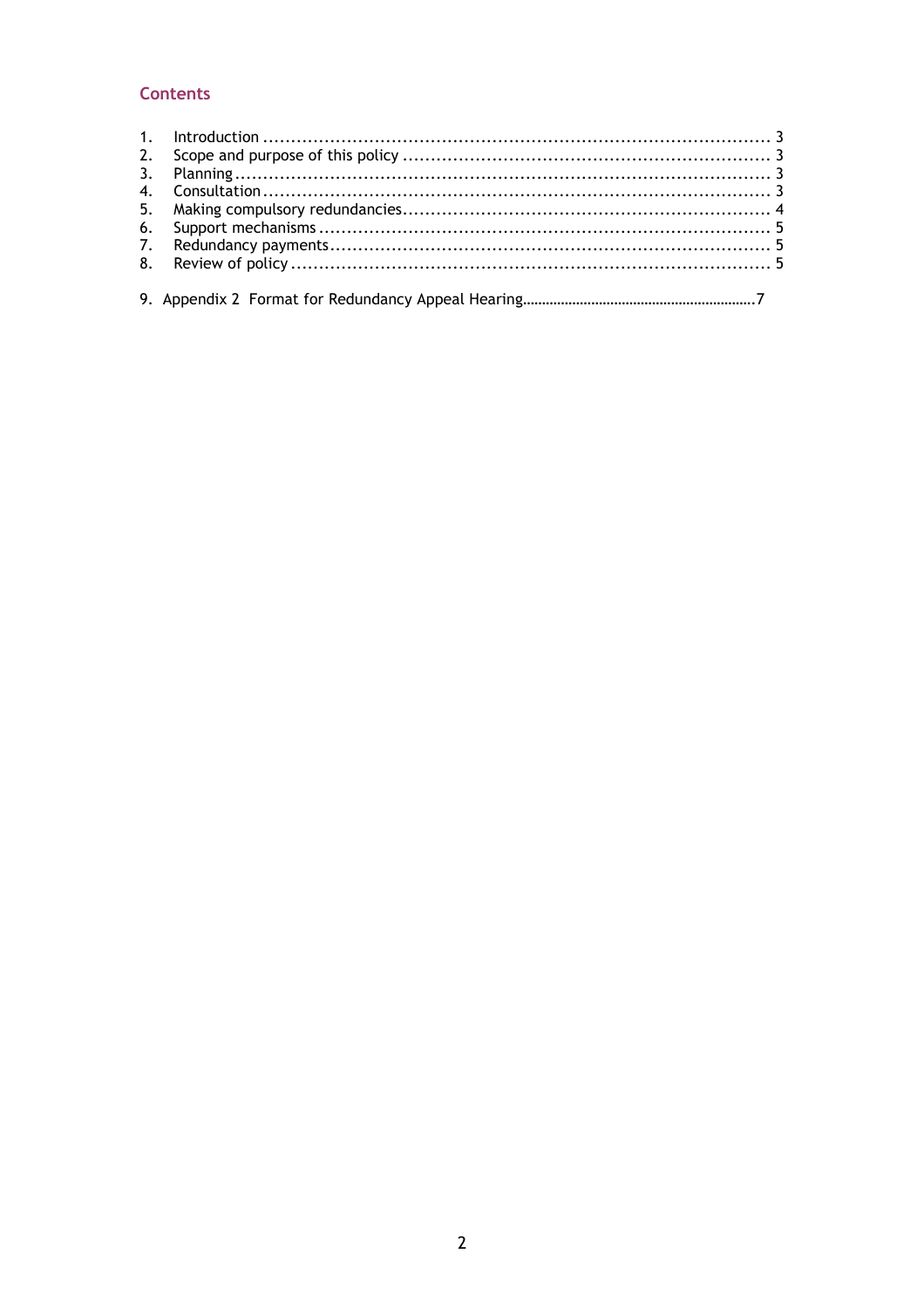## Contents

1. Introduction ........................................................................................ 3
2. Scope and purpose of this policy ................................................................ 3
3. Planning ............................................................................................... 3
4. Consultation .......................................................................................... 3
5. Making compulsory redundancies ................................................................ 4
6. Support mechanisms ................................................................................ 5
7. Redundancy payments .............................................................................. 5
8. Review of policy ..................................................................................... 5

9. Appendix 2 Format for Redundancy Appeal Hearing..........................................................7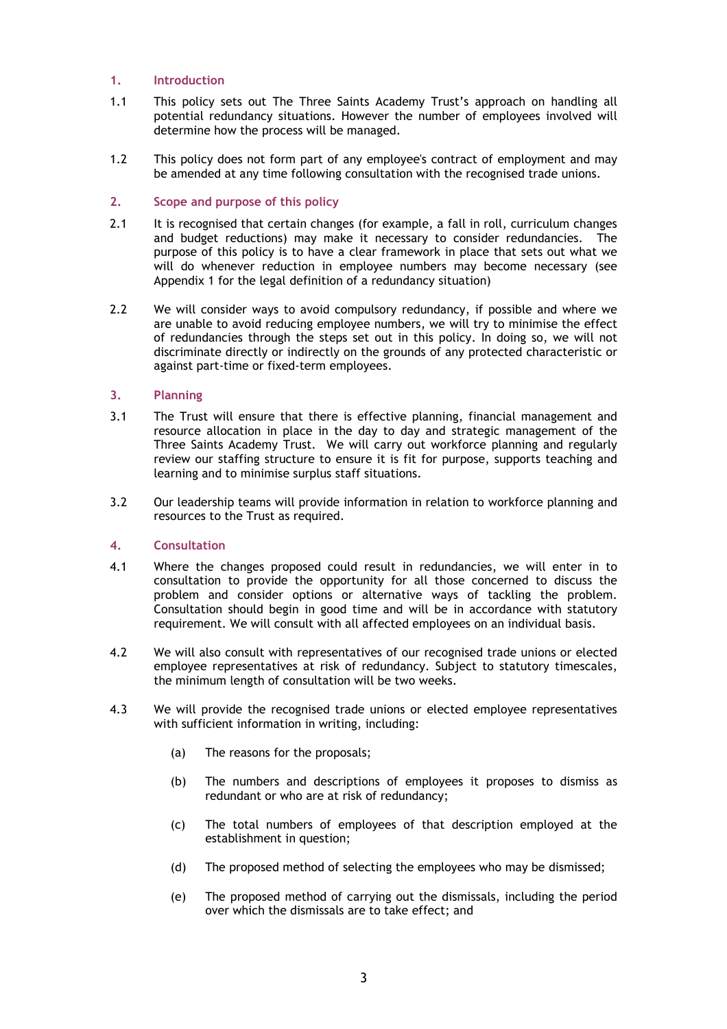## 1. Introduction

1.1 This policy sets out The Three Saints Academy Trust's approach on handling all potential redundancy situations. However the number of employees involved will determine how the process will be managed.

1.2 This policy does not form part of any employee's contract of employment and may be amended at any time following consultation with the recognised trade unions.

## 2. Scope and purpose of this policy

2.1 It is recognised that certain changes (for example, a fall in roll, curriculum changes and budget reductions) may make it necessary to consider redundancies. The purpose of this policy is to have a clear framework in place that sets out what we will do whenever reduction in employee numbers may become necessary (see Appendix 1 for the legal definition of a redundancy situation)

2.2 We will consider ways to avoid compulsory redundancy, if possible and where we are unable to avoid reducing employee numbers, we will try to minimise the effect of redundancies through the steps set out in this policy. In doing so, we will not discriminate directly or indirectly on the grounds of any protected characteristic or against part-time or fixed-term employees.

## 3. Planning

3.1 The Trust will ensure that there is effective planning, financial management and resource allocation in place in the day to day and strategic management of the Three Saints Academy Trust. We will carry out workforce planning and regularly review our staffing structure to ensure it is fit for purpose, supports teaching and learning and to minimise surplus staff situations.

3.2 Our leadership teams will provide information in relation to workforce planning and resources to the Trust as required.

## 4. Consultation

4.1 Where the changes proposed could result in redundancies, we will enter in to consultation to provide the opportunity for all those concerned to discuss the problem and consider options or alternative ways of tackling the problem. Consultation should begin in good time and will be in accordance with statutory requirement. We will consult with all affected employees on an individual basis.

4.2 We will also consult with representatives of our recognised trade unions or elected employee representatives at risk of redundancy. Subject to statutory timescales, the minimum length of consultation will be two weeks.

4.3 We will provide the recognised trade unions or elected employee representatives with sufficient information in writing, including:

(a) The reasons for the proposals;

(b) The numbers and descriptions of employees it proposes to dismiss as redundant or who are at risk of redundancy;

(c) The total numbers of employees of that description employed at the establishment in question;

(d) The proposed method of selecting the employees who may be dismissed;

(e) The proposed method of carrying out the dismissals, including the period over which the dismissals are to take effect; and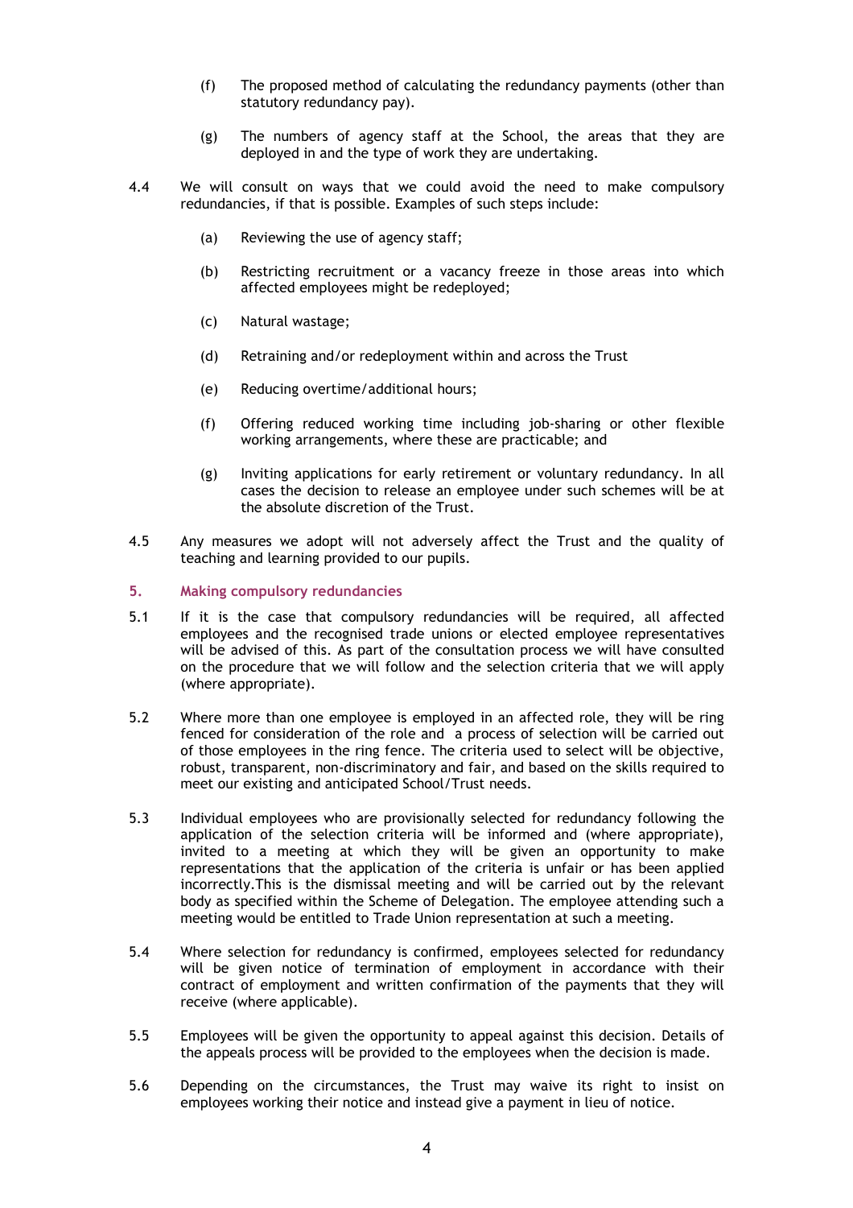(f) The proposed method of calculating the redundancy payments (other than statutory redundancy pay).

(g) The numbers of agency staff at the School, the areas that they are deployed in and the type of work they are undertaking.

4.4 We will consult on ways that we could avoid the need to make compulsory redundancies, if that is possible. Examples of such steps include:

(a) Reviewing the use of agency staff;

(b) Restricting recruitment or a vacancy freeze in those areas into which affected employees might be redeployed;

(c) Natural wastage;

(d) Retraining and/or redeployment within and across the Trust

(e) Reducing overtime/additional hours;

(f) Offering reduced working time including job-sharing or other flexible working arrangements, where these are practicable; and

(g) Inviting applications for early retirement or voluntary redundancy. In all cases the decision to release an employee under such schemes will be at the absolute discretion of the Trust.

4.5 Any measures we adopt will not adversely affect the Trust and the quality of teaching and learning provided to our pupils.

## 5. Making compulsory redundancies

5.1 If it is the case that compulsory redundancies will be required, all affected employees and the recognised trade unions or elected employee representatives will be advised of this. As part of the consultation process we will have consulted on the procedure that we will follow and the selection criteria that we will apply (where appropriate).

5.2 Where more than one employee is employed in an affected role, they will be ring fenced for consideration of the role and a process of selection will be carried out of those employees in the ring fence. The criteria used to select will be objective, robust, transparent, non-discriminatory and fair, and based on the skills required to meet our existing and anticipated School/Trust needs.

5.3 Individual employees who are provisionally selected for redundancy following the application of the selection criteria will be informed and (where appropriate), invited to a meeting at which they will be given an opportunity to make representations that the application of the criteria is unfair or has been applied incorrectly.This is the dismissal meeting and will be carried out by the relevant body as specified within the Scheme of Delegation. The employee attending such a meeting would be entitled to Trade Union representation at such a meeting.

5.4 Where selection for redundancy is confirmed, employees selected for redundancy will be given notice of termination of employment in accordance with their contract of employment and written confirmation of the payments that they will receive (where applicable).

5.5 Employees will be given the opportunity to appeal against this decision. Details of the appeals process will be provided to the employees when the decision is made.

5.6 Depending on the circumstances, the Trust may waive its right to insist on employees working their notice and instead give a payment in lieu of notice.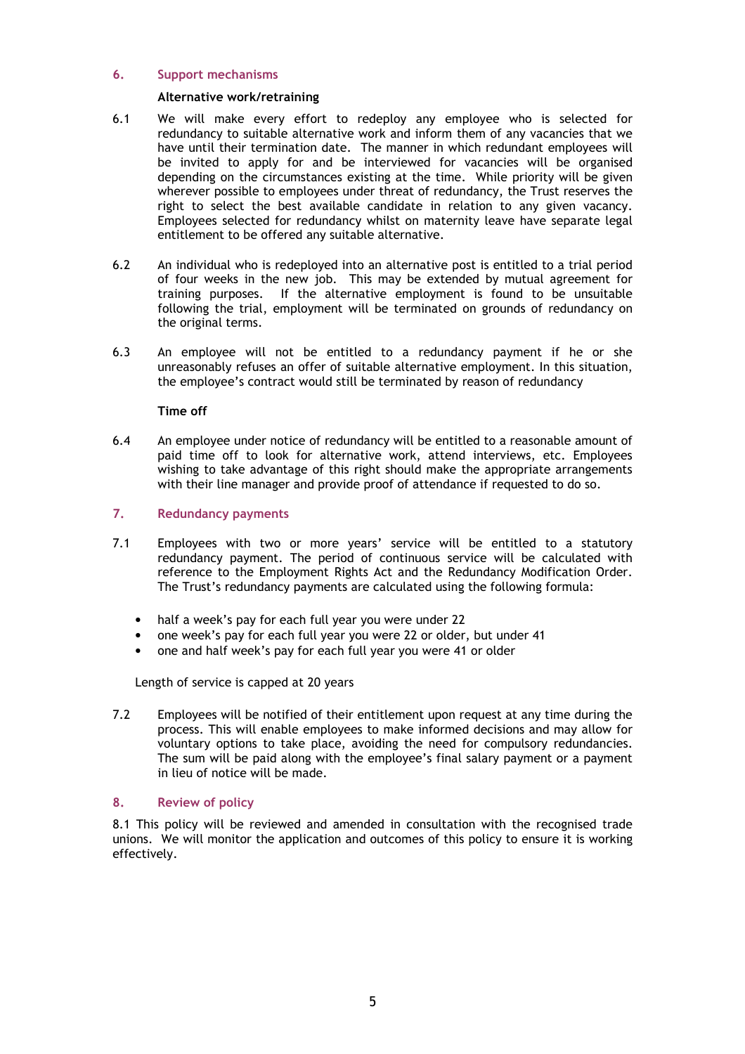## 6. Support mechanisms

**Alternative work/retraining**

6.1 We will make every effort to redeploy any employee who is selected for redundancy to suitable alternative work and inform them of any vacancies that we have until their termination date. The manner in which redundant employees will be invited to apply for and be interviewed for vacancies will be organised depending on the circumstances existing at the time. While priority will be given wherever possible to employees under threat of redundancy, the Trust reserves the right to select the best available candidate in relation to any given vacancy. Employees selected for redundancy whilst on maternity leave have separate legal entitlement to be offered any suitable alternative.

6.2 An individual who is redeployed into an alternative post is entitled to a trial period of four weeks in the new job. This may be extended by mutual agreement for training purposes. If the alternative employment is found to be unsuitable following the trial, employment will be terminated on grounds of redundancy on the original terms.

6.3 An employee will not be entitled to a redundancy payment if he or she unreasonably refuses an offer of suitable alternative employment. In this situation, the employee's contract would still be terminated by reason of redundancy

**Time off**

6.4 An employee under notice of redundancy will be entitled to a reasonable amount of paid time off to look for alternative work, attend interviews, etc. Employees wishing to take advantage of this right should make the appropriate arrangements with their line manager and provide proof of attendance if requested to do so.

## 7. Redundancy payments

7.1 Employees with two or more years' service will be entitled to a statutory redundancy payment. The period of continuous service will be calculated with reference to the Employment Rights Act and the Redundancy Modification Order. The Trust's redundancy payments are calculated using the following formula:

- half a week's pay for each full year you were under 22
- one week's pay for each full year you were 22 or older, but under 41
- one and half week's pay for each full year you were 41 or older

Length of service is capped at 20 years

7.2 Employees will be notified of their entitlement upon request at any time during the process. This will enable employees to make informed decisions and may allow for voluntary options to take place, avoiding the need for compulsory redundancies. The sum will be paid along with the employee's final salary payment or a payment in lieu of notice will be made.

## 8. Review of policy

8.1 This policy will be reviewed and amended in consultation with the recognised trade unions. We will monitor the application and outcomes of this policy to ensure it is working effectively.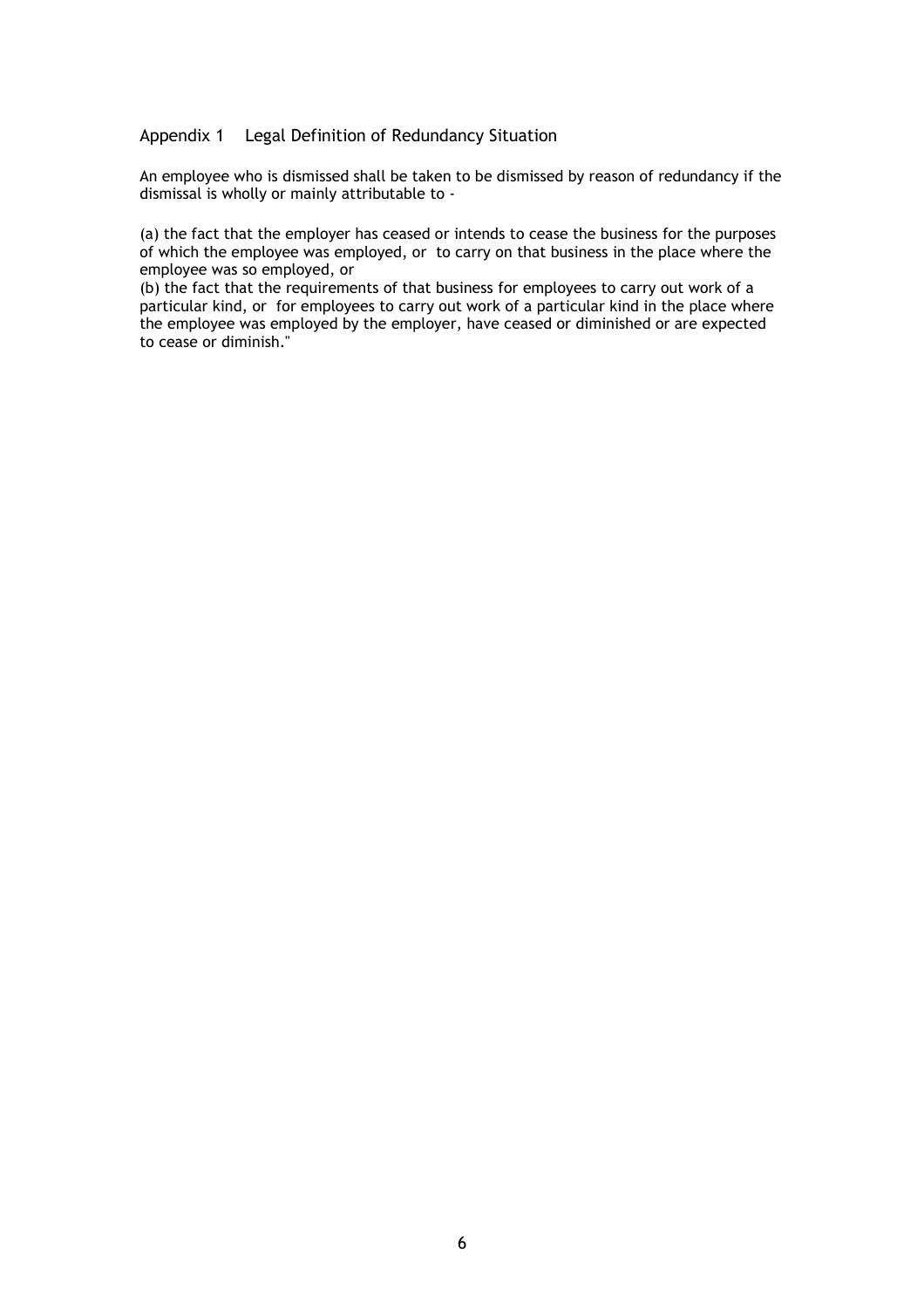## Appendix 1 Legal Definition of Redundancy Situation

An employee who is dismissed shall be taken to be dismissed by reason of redundancy if the dismissal is wholly or mainly attributable to -

(a) the fact that the employer has ceased or intends to cease the business for the purposes of which the employee was employed, or to carry on that business in the place where the employee was so employed, or
(b) the fact that the requirements of that business for employees to carry out work of a particular kind, or for employees to carry out work of a particular kind in the place where the employee was employed by the employer, have ceased or diminished or are expected to cease or diminish."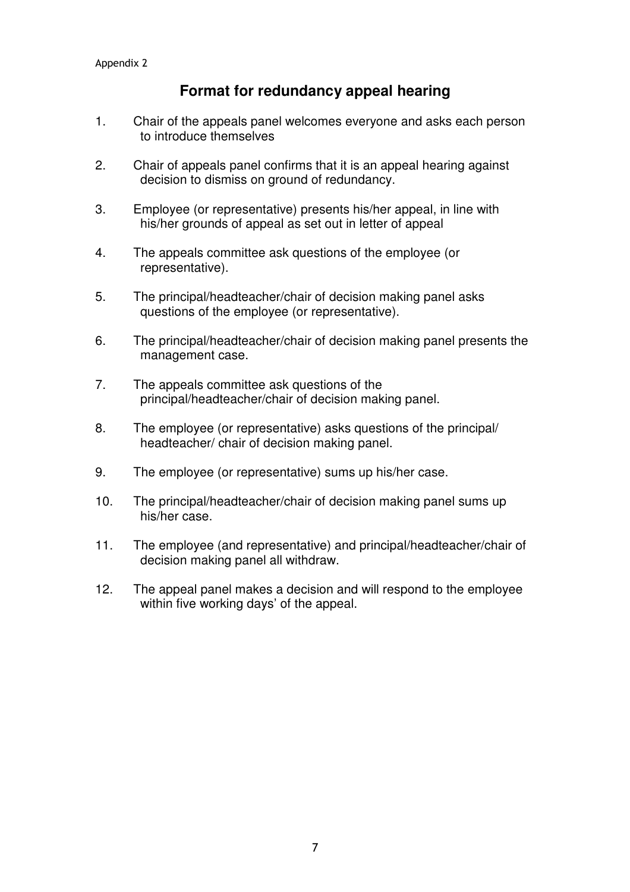Appendix 2

## Format for redundancy appeal hearing

1. Chair of the appeals panel welcomes everyone and asks each person to introduce themselves
2. Chair of appeals panel confirms that it is an appeal hearing against decision to dismiss on ground of redundancy.
3. Employee (or representative) presents his/her appeal, in line with his/her grounds of appeal as set out in letter of appeal
4. The appeals committee ask questions of the employee (or representative).
5. The principal/headteacher/chair of decision making panel asks questions of the employee (or representative).
6. The principal/headteacher/chair of decision making panel presents the management case.
7. The appeals committee ask questions of the principal/headteacher/chair of decision making panel.
8. The employee (or representative) asks questions of the principal/ headteacher/ chair of decision making panel.
9. The employee (or representative) sums up his/her case.
10. The principal/headteacher/chair of decision making panel sums up his/her case.
11. The employee (and representative) and principal/headteacher/chair of decision making panel all withdraw.
12. The appeal panel makes a decision and will respond to the employee within five working days' of the appeal.